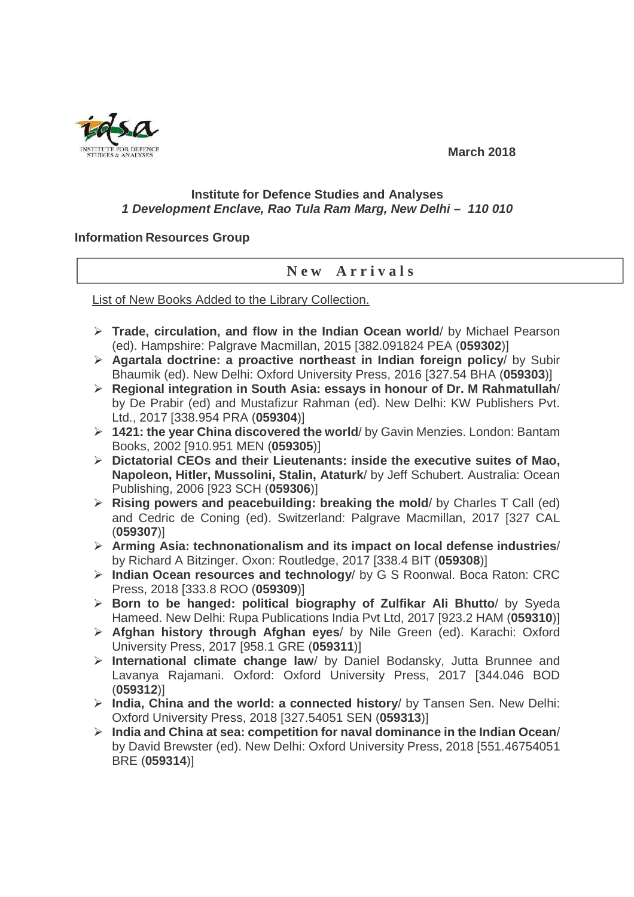March 2018

**Institute for Defence Studies and Analyses**
***1 Development Enclave, Rao Tula Ram Marg, New Delhi – 110 010***

**Information Resources Group**

## New Arrivals

List of New Books Added to the Library Collection.

- **Trade, circulation, and flow in the Indian Ocean world**/ by Michael Pearson (ed). Hampshire: Palgrave Macmillan, 2015 [382.091824 PEA (**059302**)]
- **Agartala doctrine: a proactive northeast in Indian foreign policy**/ by Subir Bhaumik (ed). New Delhi: Oxford University Press, 2016 [327.54 BHA (**059303**)]
- **Regional integration in South Asia: essays in honour of Dr. M Rahmatullah**/ by De Prabir (ed) and Mustafizur Rahman (ed). New Delhi: KW Publishers Pvt. Ltd., 2017 [338.954 PRA (**059304**)]
- **1421: the year China discovered the world**/ by Gavin Menzies. London: Bantam Books, 2002 [910.951 MEN (**059305**)]
- **Dictatorial CEOs and their Lieutenants: inside the executive suites of Mao, Napoleon, Hitler, Mussolini, Stalin, Ataturk**/ by Jeff Schubert. Australia: Ocean Publishing, 2006 [923 SCH (**059306**)]
- **Rising powers and peacebuilding: breaking the mold**/ by Charles T Call (ed) and Cedric de Coning (ed). Switzerland: Palgrave Macmillan, 2017 [327 CAL (**059307**)]
- **Arming Asia: technonationalism and its impact on local defense industries**/ by Richard A Bitzinger. Oxon: Routledge, 2017 [338.4 BIT (**059308**)]
- **Indian Ocean resources and technology**/ by G S Roonwal. Boca Raton: CRC Press, 2018 [333.8 ROO (**059309**)]
- **Born to be hanged: political biography of Zulfikar Ali Bhutto**/ by Syeda Hameed. New Delhi: Rupa Publications India Pvt Ltd, 2017 [923.2 HAM (**059310**)]
- **Afghan history through Afghan eyes**/ by Nile Green (ed). Karachi: Oxford University Press, 2017 [958.1 GRE (**059311**)]
- **International climate change law**/ by Daniel Bodansky, Jutta Brunnee and Lavanya Rajamani. Oxford: Oxford University Press, 2017 [344.046 BOD (**059312**)]
- **India, China and the world: a connected history**/ by Tansen Sen. New Delhi: Oxford University Press, 2018 [327.54051 SEN (**059313**)]
- **India and China at sea: competition for naval dominance in the Indian Ocean**/ by David Brewster (ed). New Delhi: Oxford University Press, 2018 [551.46754051 BRE (**059314**)]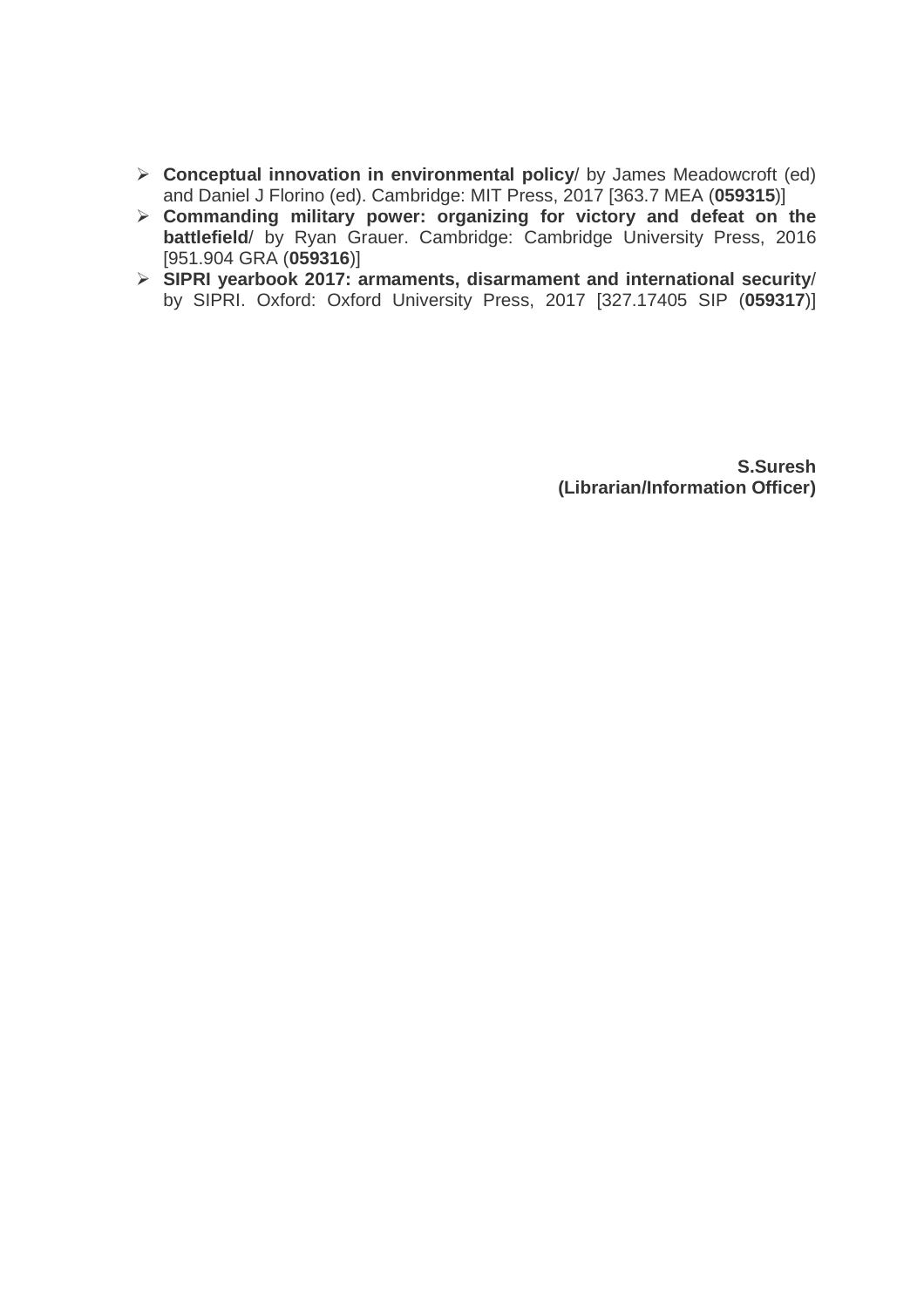- **Conceptual innovation in environmental policy**/ by James Meadowcroft (ed) and Daniel J Florino (ed). Cambridge: MIT Press, 2017 [363.7 MEA (**059315**)]
- **Commanding military power: organizing for victory and defeat on the battlefield**/ by Ryan Grauer. Cambridge: Cambridge University Press, 2016 [951.904 GRA (**059316**)]
- **SIPRI yearbook 2017: armaments, disarmament and international security**/ by SIPRI. Oxford: Oxford University Press, 2017 [327.17405 SIP (**059317**)]

**S.Suresh**
**(Librarian/Information Officer)**